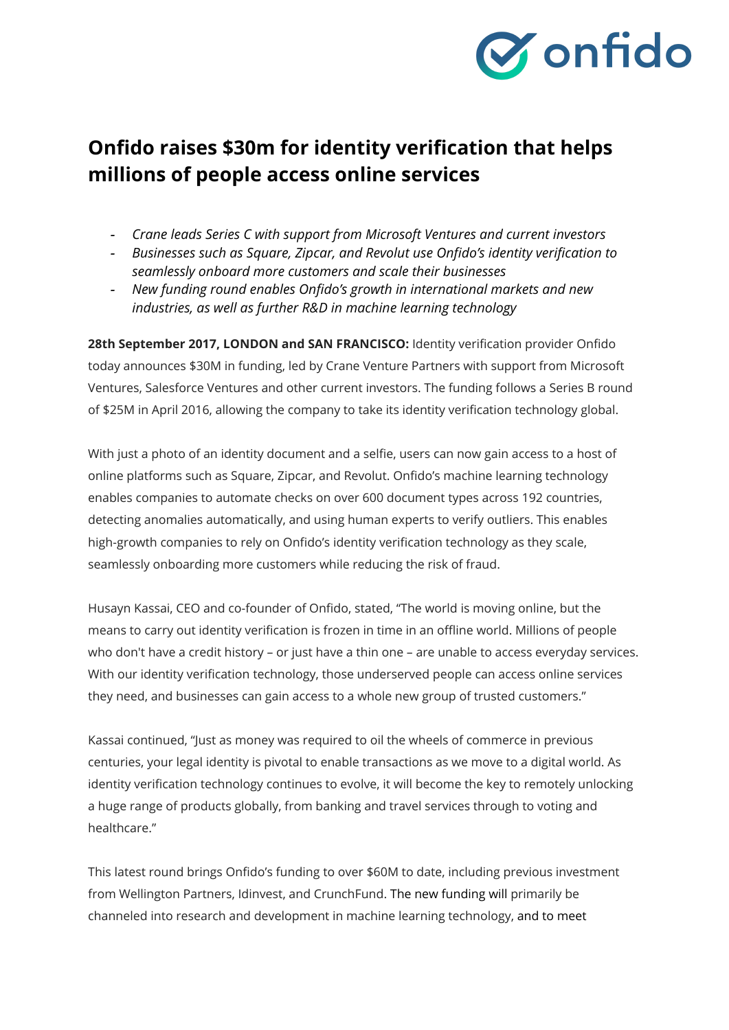# Onfido raises $30m for identity verification that helps millions of people access online services

- *Crane leads Series C with support from Microsoft Ventures and current investors*
- *Businesses such as Square, Zipcar, and Revolut use Onfido's identity verification to seamlessly onboard more customers and scale their businesses*
- *New funding round enables Onfido's growth in international markets and new industries, as well as further R&D in machine learning technology*

**28th September 2017, LONDON and SAN FRANCISCO:** Identity verification provider Onfido today announces $30M in funding, led by Crane Venture Partners with support from Microsoft Ventures, Salesforce Ventures and other current investors. The funding follows a Series B round of $25M in April 2016, allowing the company to take its identity verification technology global.

With just a photo of an identity document and a selfie, users can now gain access to a host of online platforms such as Square, Zipcar, and Revolut. Onfido's machine learning technology enables companies to automate checks on over 600 document types across 192 countries, detecting anomalies automatically, and using human experts to verify outliers. This enables high-growth companies to rely on Onfido's identity verification technology as they scale, seamlessly onboarding more customers while reducing the risk of fraud.

Husayn Kassai, CEO and co-founder of Onfido, stated, "The world is moving online, but the means to carry out identity verification is frozen in time in an offline world. Millions of people who don't have a credit history – or just have a thin one – are unable to access everyday services. With our identity verification technology, those underserved people can access online services they need, and businesses can gain access to a whole new group of trusted customers."

Kassai continued, "Just as money was required to oil the wheels of commerce in previous centuries, your legal identity is pivotal to enable transactions as we move to a digital world. As identity verification technology continues to evolve, it will become the key to remotely unlocking a huge range of products globally, from banking and travel services through to voting and healthcare."

This latest round brings Onfido's funding to over $60M to date, including previous investment from Wellington Partners, Idinvest, and CrunchFund. The new funding will primarily be channeled into research and development in machine learning technology, and to meet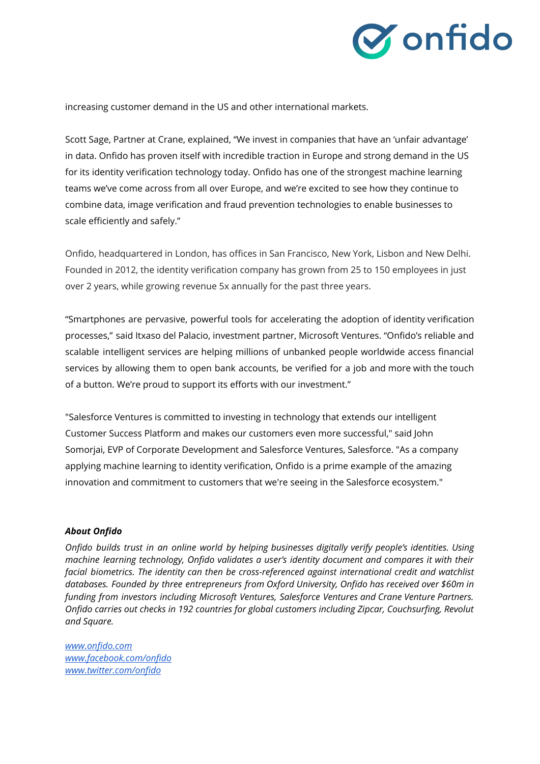increasing customer demand in the US and other international markets.

Scott Sage, Partner at Crane, explained, “We invest in companies that have an ‘unfair advantage’ in data. Onfido has proven itself with incredible traction in Europe and strong demand in the US for its identity verification technology today. Onfido has one of the strongest machine learning teams we’ve come across from all over Europe, and we’re excited to see how they continue to combine data, image verification and fraud prevention technologies to enable businesses to scale efficiently and safely.”

Onfido, headquartered in London, has offices in San Francisco, New York, Lisbon and New Delhi. Founded in 2012, the identity verification company has grown from 25 to 150 employees in just over 2 years, while growing revenue 5x annually for the past three years.

“Smartphones are pervasive, powerful tools for accelerating the adoption of identity verification processes,” said Itxaso del Palacio, investment partner, Microsoft Ventures. “Onfido’s reliable and scalable intelligent services are helping millions of unbanked people worldwide access financial services by allowing them to open bank accounts, be verified for a job and more with the touch of a button. We’re proud to support its efforts with our investment.”

"Salesforce Ventures is committed to investing in technology that extends our intelligent Customer Success Platform and makes our customers even more successful," said John Somorjai, EVP of Corporate Development and Salesforce Ventures, Salesforce. "As a company applying machine learning to identity verification, Onfido is a prime example of the amazing innovation and commitment to customers that we're seeing in the Salesforce ecosystem."

***About Onfido***

*Onfido builds trust in an online world by helping businesses digitally verify people’s identities. Using machine learning technology, Onfido validates a user’s identity document and compares it with their facial biometrics. The identity can then be cross-referenced against international credit and watchlist databases. Founded by three entrepreneurs from Oxford University, Onfido has received over $60m in funding from investors including Microsoft Ventures, Salesforce Ventures and Crane Venture Partners. Onfido carries out checks in 192 countries for global customers including Zipcar, Couchsurfing, Revolut and Square.*

*www.onfido.com*
*www.facebook.com/onfido*
*www.twitter.com/onfido*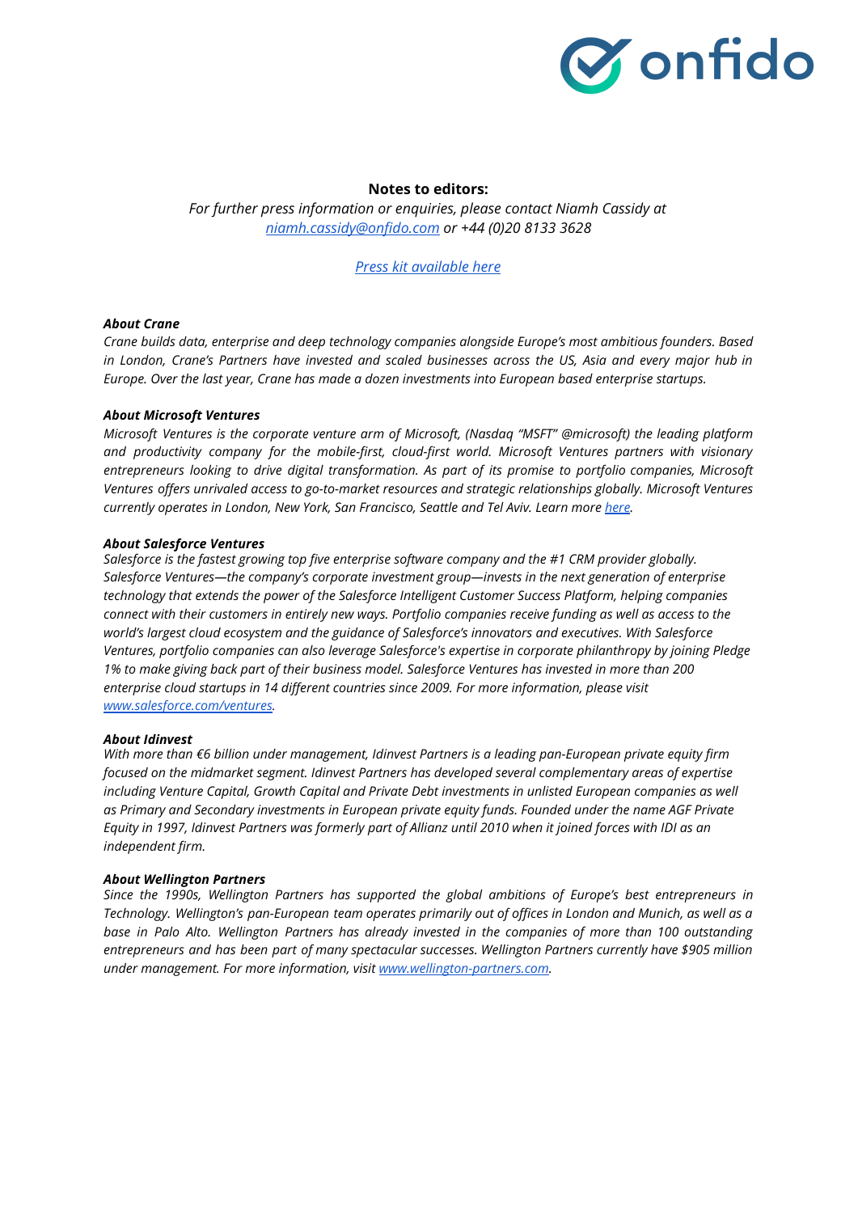**Notes to editors:**

*For further press information or enquiries, please contact Niamh Cassidy at [niamh.cassidy@onfido.com](mailto:niamh.cassidy@onfido.com) or +44 (0)20 8133 3628*

*[Press kit available here]()*

***About Crane***

*Crane builds data, enterprise and deep technology companies alongside Europe's most ambitious founders. Based in London, Crane's Partners have invested and scaled businesses across the US, Asia and every major hub in Europe. Over the last year, Crane has made a dozen investments into European based enterprise startups.*

***About Microsoft Ventures***

*Microsoft Ventures is the corporate venture arm of Microsoft, (Nasdaq "MSFT" @microsoft) the leading platform and productivity company for the mobile-first, cloud-first world. Microsoft Ventures partners with visionary entrepreneurs looking to drive digital transformation. As part of its promise to portfolio companies, Microsoft Ventures offers unrivaled access to go-to-market resources and strategic relationships globally. Microsoft Ventures currently operates in London, New York, San Francisco, Seattle and Tel Aviv. Learn more [here]().*

***About Salesforce Ventures***

*Salesforce is the fastest growing top five enterprise software company and the #1 CRM provider globally. Salesforce Ventures—the company's corporate investment group—invests in the next generation of enterprise technology that extends the power of the Salesforce Intelligent Customer Success Platform, helping companies connect with their customers in entirely new ways. Portfolio companies receive funding as well as access to the world's largest cloud ecosystem and the guidance of Salesforce's innovators and executives. With Salesforce Ventures, portfolio companies can also leverage Salesforce's expertise in corporate philanthropy by joining Pledge 1% to make giving back part of their business model. Salesforce Ventures has invested in more than 200 enterprise cloud startups in 14 different countries since 2009. For more information, please visit [www.salesforce.com/ventures](http://www.salesforce.com/ventures).*

***About Idinvest***

*With more than €6 billion under management, Idinvest Partners is a leading pan-European private equity firm focused on the midmarket segment. Idinvest Partners has developed several complementary areas of expertise including Venture Capital, Growth Capital and Private Debt investments in unlisted European companies as well as Primary and Secondary investments in European private equity funds. Founded under the name AGF Private Equity in 1997, Idinvest Partners was formerly part of Allianz until 2010 when it joined forces with IDI as an independent firm.*

***About Wellington Partners***

*Since the 1990s, Wellington Partners has supported the global ambitions of Europe's best entrepreneurs in Technology. Wellington's pan-European team operates primarily out of offices in London and Munich, as well as a base in Palo Alto. Wellington Partners has already invested in the companies of more than 100 outstanding entrepreneurs and has been part of many spectacular successes. Wellington Partners currently have $905 million under management. For more information, visit [www.wellington-partners.com](http://www.wellington-partners.com).*